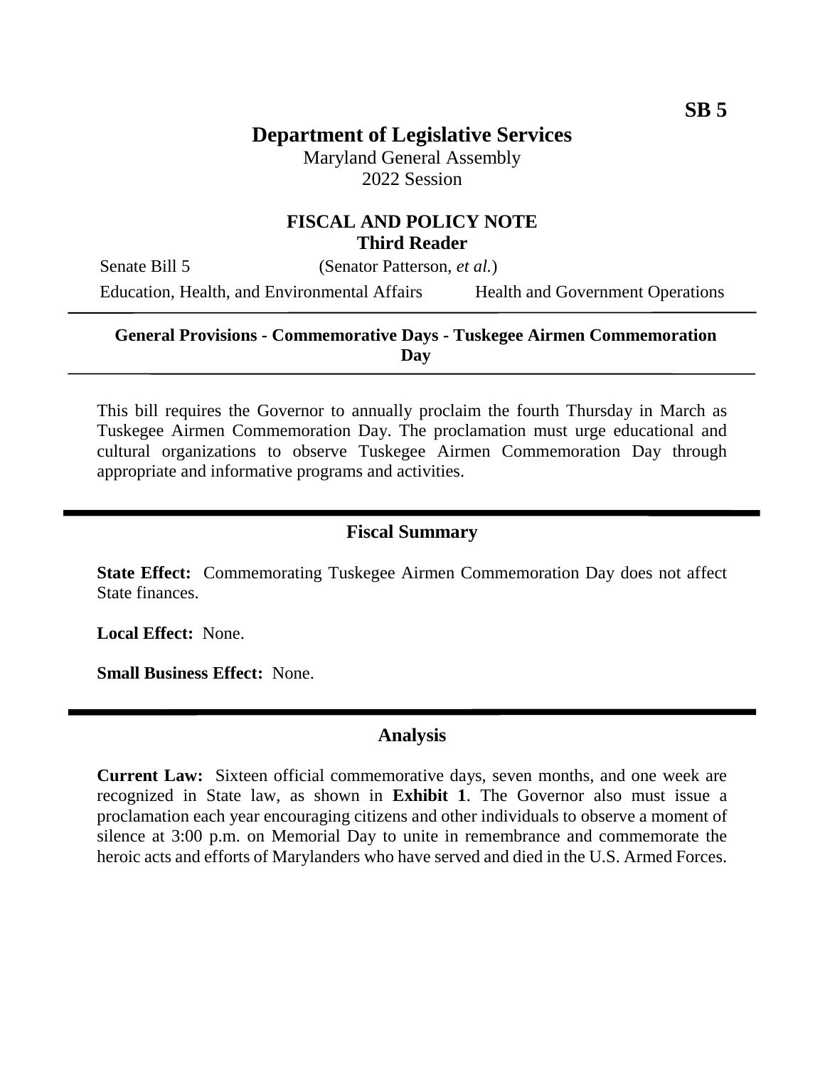SB 5

# Department of Legislative Services

Maryland General Assembly
2022 Session

## FISCAL AND POLICY NOTE
**Third Reader**

Senate Bill 5 (Senator Patterson, *et al.*)

Education, Health, and Environmental Affairs Health and Government Operations

---

**General Provisions - Commemorative Days - Tuskegee Airmen Commemoration Day**

---

This bill requires the Governor to annually proclaim the fourth Thursday in March as Tuskegee Airmen Commemoration Day. The proclamation must urge educational and cultural organizations to observe Tuskegee Airmen Commemoration Day through appropriate and informative programs and activities.

---

## Fiscal Summary

**State Effect:** Commemorating Tuskegee Airmen Commemoration Day does not affect State finances.

**Local Effect:** None.

**Small Business Effect:** None.

---

## Analysis

**Current Law:** Sixteen official commemorative days, seven months, and one week are recognized in State law, as shown in **Exhibit 1**. The Governor also must issue a proclamation each year encouraging citizens and other individuals to observe a moment of silence at 3:00 p.m. on Memorial Day to unite in remembrance and commemorate the heroic acts and efforts of Marylanders who have served and died in the U.S. Armed Forces.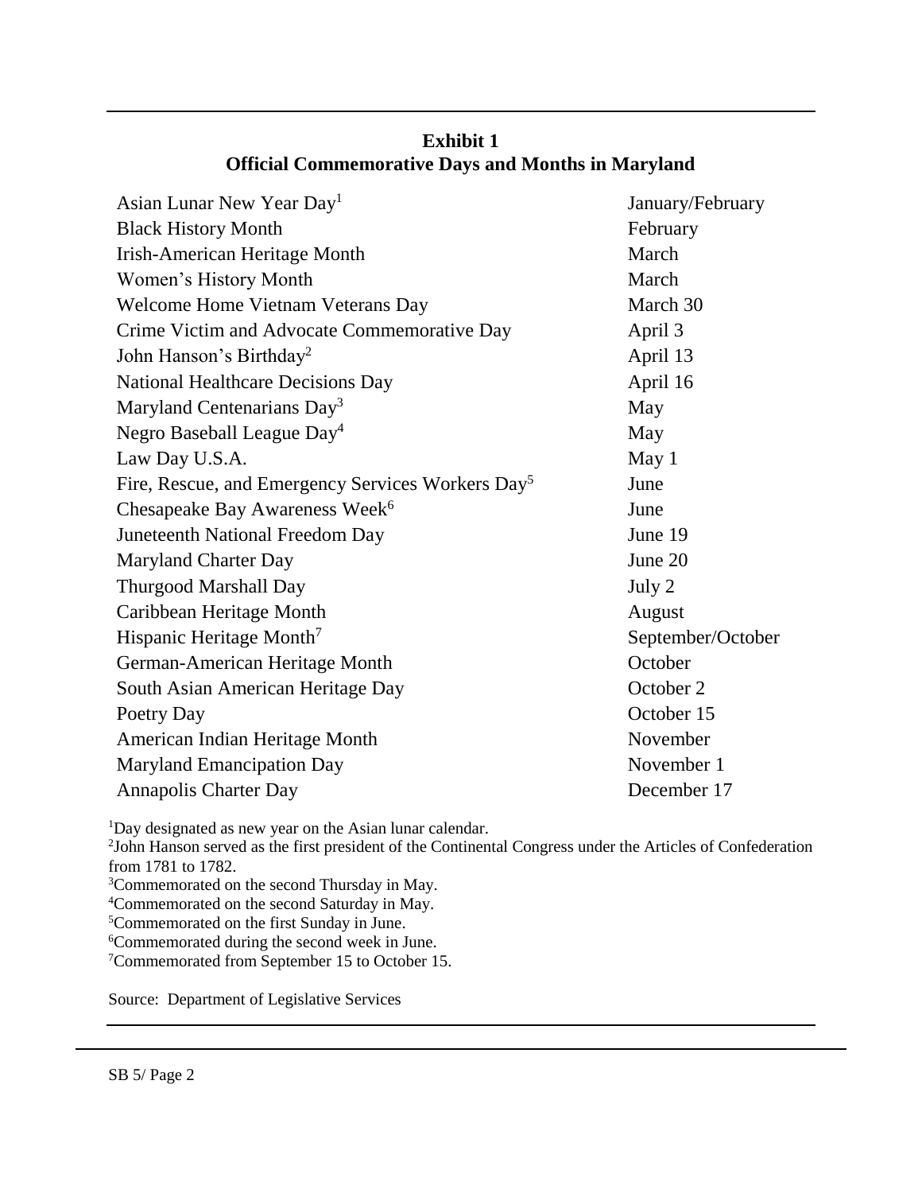**Exhibit 1**
**Official Commemorative Days and Months in Maryland**

| | |
|---|---|
| Asian Lunar New Year Day[1] | January/February |
| Black History Month | February |
| Irish-American Heritage Month | March |
| Women's History Month | March |
| Welcome Home Vietnam Veterans Day | March 30 |
| Crime Victim and Advocate Commemorative Day | April 3 |
| John Hanson's Birthday[2] | April 13 |
| National Healthcare Decisions Day | April 16 |
| Maryland Centenarians Day[3] | May |
| Negro Baseball League Day[4] | May |
| Law Day U.S.A. | May 1 |
| Fire, Rescue, and Emergency Services Workers Day[5] | June |
| Chesapeake Bay Awareness Week[6] | June |
| Juneteenth National Freedom Day | June 19 |
| Maryland Charter Day | June 20 |
| Thurgood Marshall Day | July 2 |
| Caribbean Heritage Month | August |
| Hispanic Heritage Month[7] | September/October |
| German-American Heritage Month | October |
| South Asian American Heritage Day | October 2 |
| Poetry Day | October 15 |
| American Indian Heritage Month | November |
| Maryland Emancipation Day | November 1 |
| Annapolis Charter Day | December 17 |

[1]Day designated as new year on the Asian lunar calendar.
[2]John Hanson served as the first president of the Continental Congress under the Articles of Confederation from 1781 to 1782.
[3]Commemorated on the second Thursday in May.
[4]Commemorated on the second Saturday in May.
[5]Commemorated on the first Sunday in June.
[6]Commemorated during the second week in June.
[7]Commemorated from September 15 to October 15.

Source: Department of Legislative Services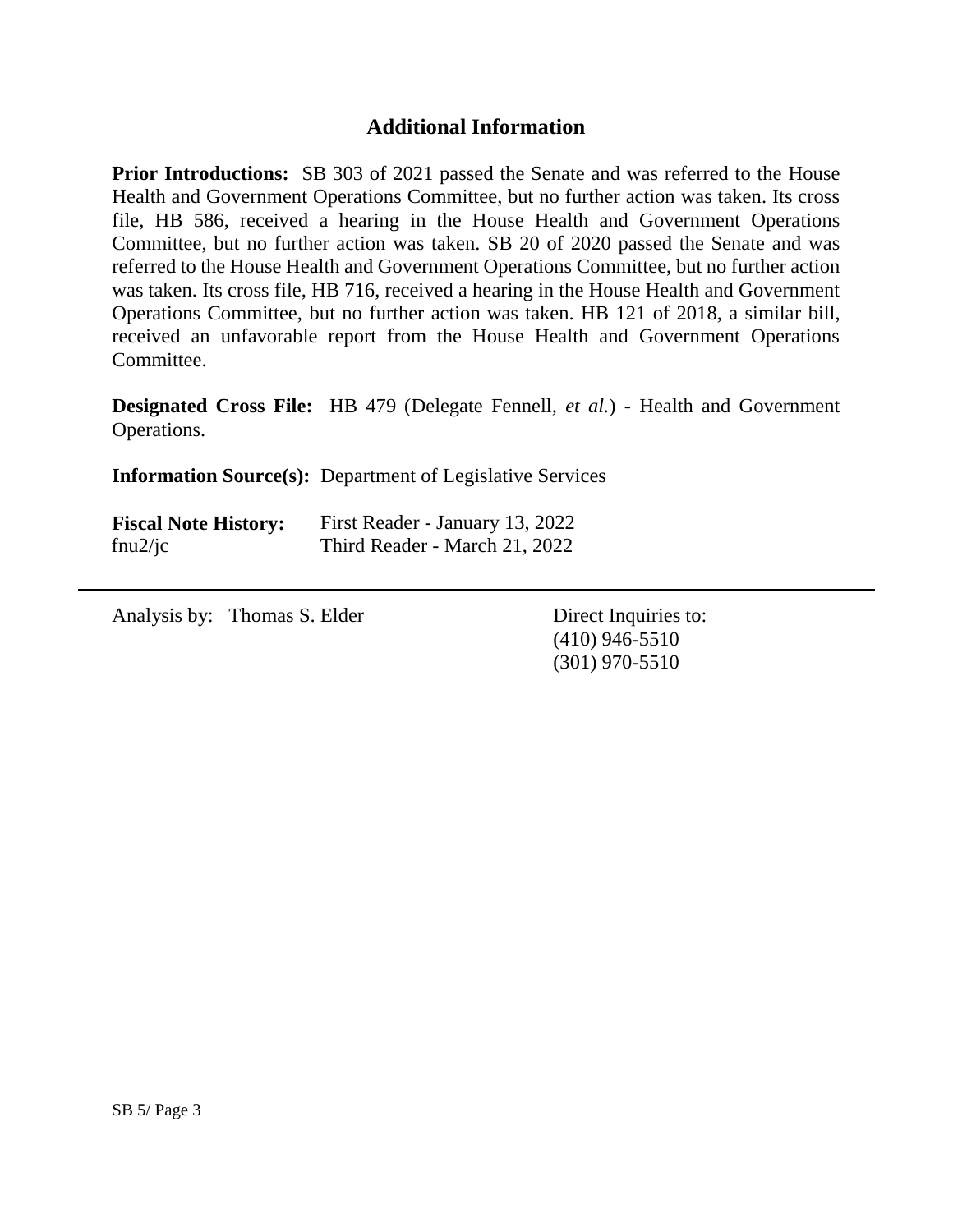## Additional Information

**Prior Introductions:** SB 303 of 2021 passed the Senate and was referred to the House Health and Government Operations Committee, but no further action was taken. Its cross file, HB 586, received a hearing in the House Health and Government Operations Committee, but no further action was taken. SB 20 of 2020 passed the Senate and was referred to the House Health and Government Operations Committee, but no further action was taken. Its cross file, HB 716, received a hearing in the House Health and Government Operations Committee, but no further action was taken. HB 121 of 2018, a similar bill, received an unfavorable report from the House Health and Government Operations Committee.

**Designated Cross File:** HB 479 (Delegate Fennell, *et al.*) - Health and Government Operations.

**Information Source(s):** Department of Legislative Services

**Fiscal Note History:** First Reader - January 13, 2022
fnu2/jc Third Reader - March 21, 2022

---

Analysis by: Thomas S. Elder

Direct Inquiries to:
(410) 946-5510
(301) 970-5510